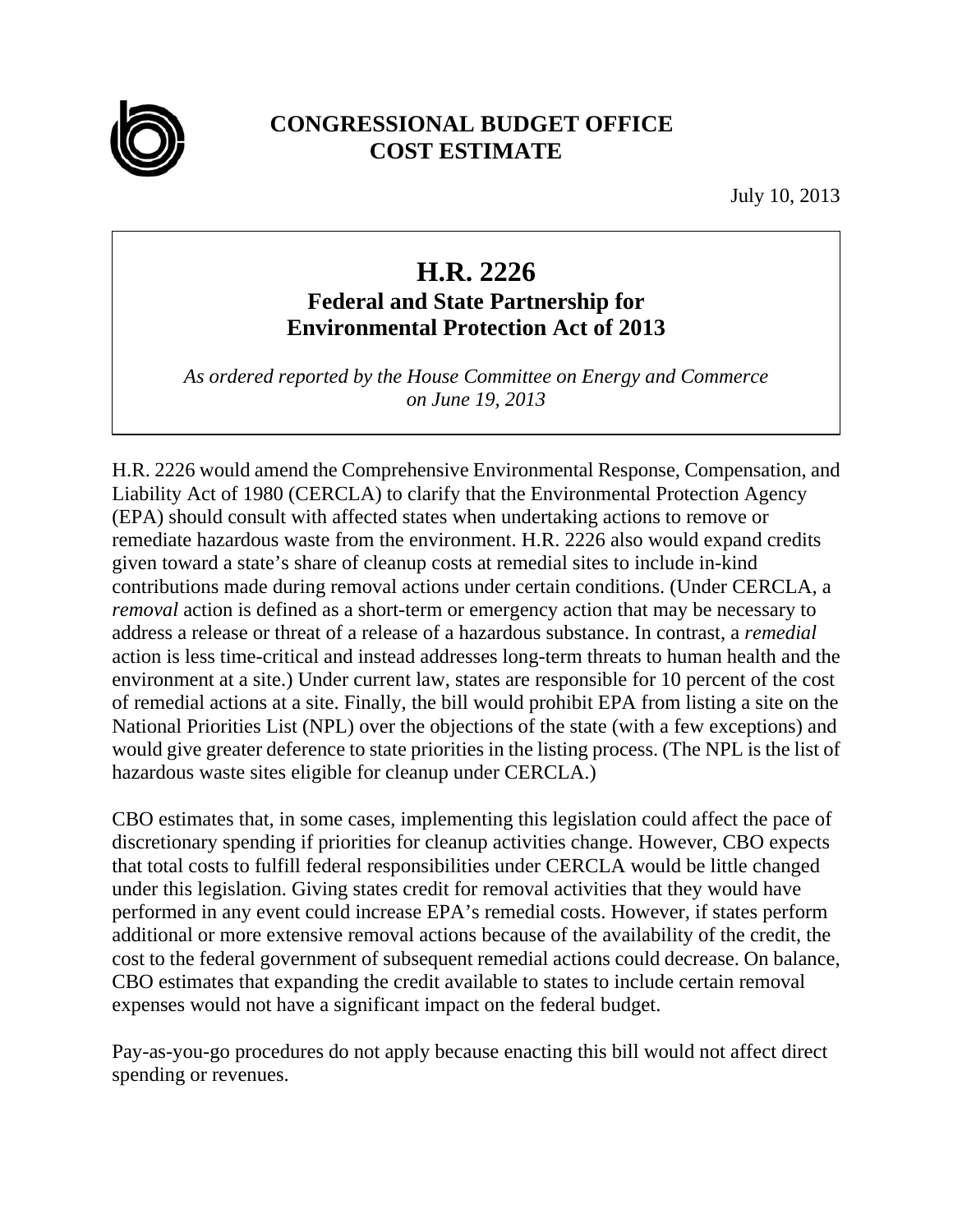**CONGRESSIONAL BUDGET OFFICE**
**COST ESTIMATE**

July 10, 2013

# H.R. 2226

## Federal and State Partnership for Environmental Protection Act of 2013

*As ordered reported by the House Committee on Energy and Commerce on June 19, 2013*

H.R. 2226 would amend the Comprehensive Environmental Response, Compensation, and Liability Act of 1980 (CERCLA) to clarify that the Environmental Protection Agency (EPA) should consult with affected states when undertaking actions to remove or remediate hazardous waste from the environment. H.R. 2226 also would expand credits given toward a state's share of cleanup costs at remedial sites to include in-kind contributions made during removal actions under certain conditions. (Under CERCLA, a *removal* action is defined as a short-term or emergency action that may be necessary to address a release or threat of a release of a hazardous substance. In contrast, a *remedial* action is less time-critical and instead addresses long-term threats to human health and the environment at a site.) Under current law, states are responsible for 10 percent of the cost of remedial actions at a site. Finally, the bill would prohibit EPA from listing a site on the National Priorities List (NPL) over the objections of the state (with a few exceptions) and would give greater deference to state priorities in the listing process. (The NPL is the list of hazardous waste sites eligible for cleanup under CERCLA.)

CBO estimates that, in some cases, implementing this legislation could affect the pace of discretionary spending if priorities for cleanup activities change. However, CBO expects that total costs to fulfill federal responsibilities under CERCLA would be little changed under this legislation. Giving states credit for removal activities that they would have performed in any event could increase EPA's remedial costs. However, if states perform additional or more extensive removal actions because of the availability of the credit, the cost to the federal government of subsequent remedial actions could decrease. On balance, CBO estimates that expanding the credit available to states to include certain removal expenses would not have a significant impact on the federal budget.

Pay-as-you-go procedures do not apply because enacting this bill would not affect direct spending or revenues.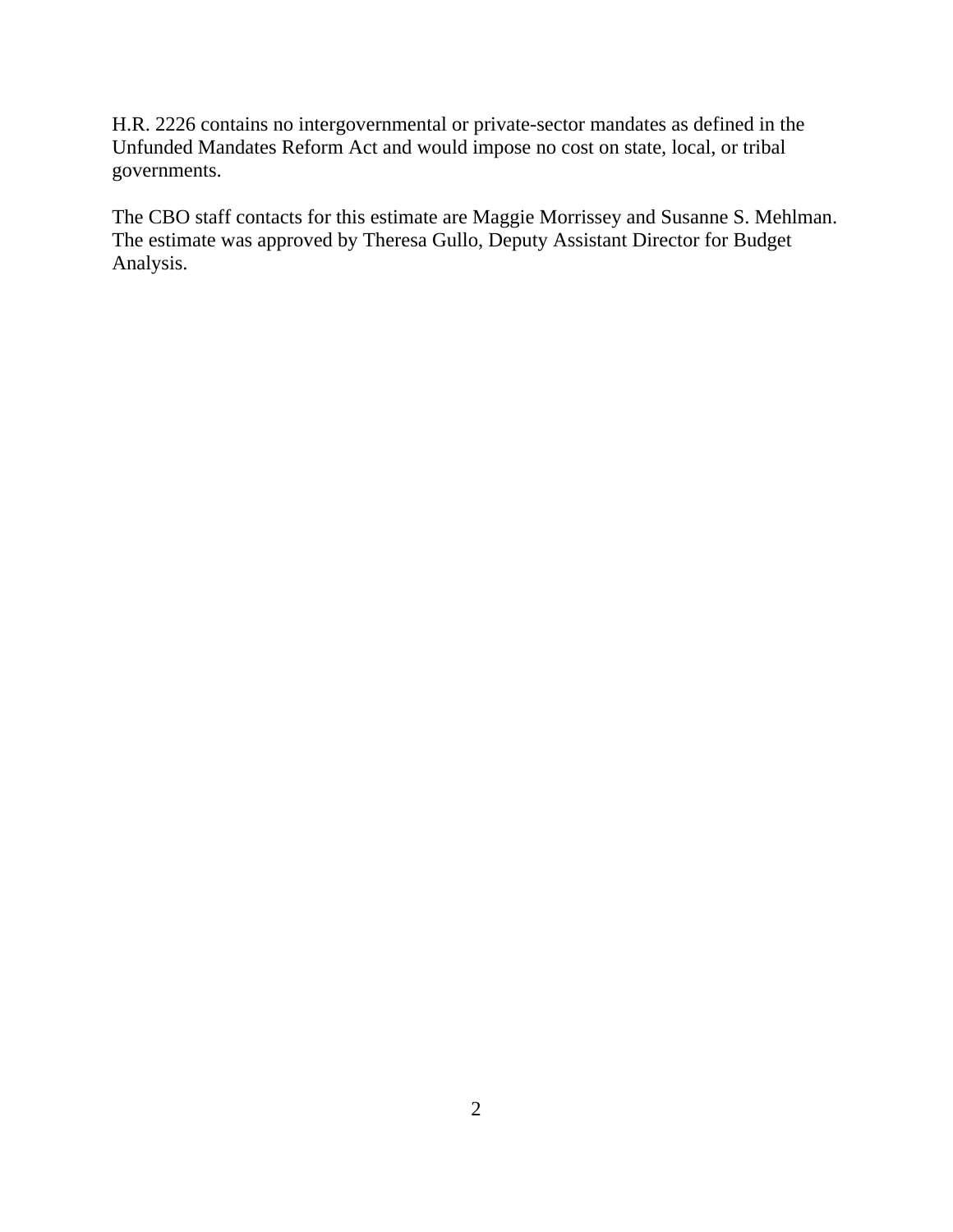H.R. 2226 contains no intergovernmental or private-sector mandates as defined in the Unfunded Mandates Reform Act and would impose no cost on state, local, or tribal governments.

The CBO staff contacts for this estimate are Maggie Morrissey and Susanne S. Mehlman. The estimate was approved by Theresa Gullo, Deputy Assistant Director for Budget Analysis.